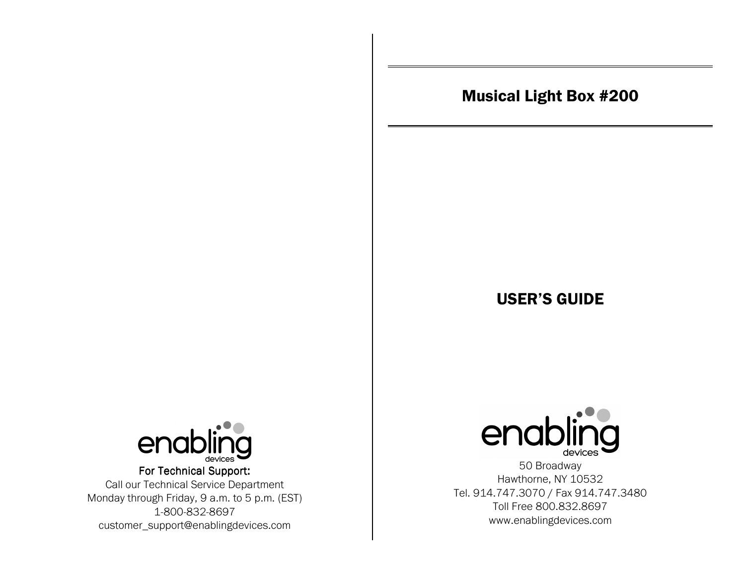enabling devices

For Technical Support:

Call our Technical Service Department
Monday through Friday, 9 a.m. to 5 p.m. (EST)
1-800-832-8697
customer_support@enablingdevices.com

# Musical Light Box #200

## USER'S GUIDE

enabling devices

50 Broadway
Hawthorne, NY 10532
Tel. 914.747.3070 / Fax 914.747.3480
Toll Free 800.832.8697
www.enablingdevices.com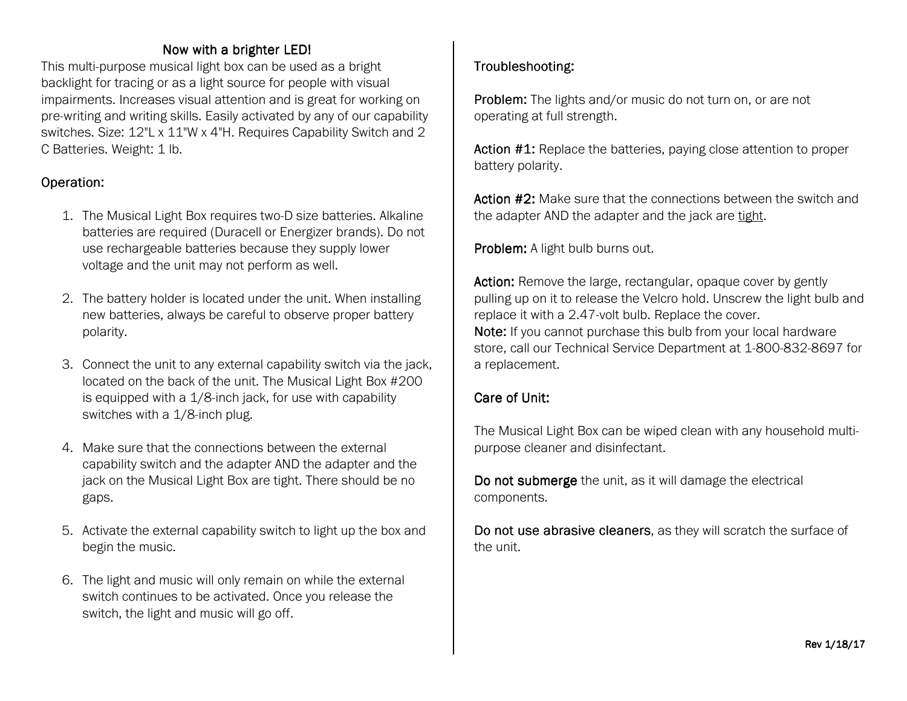## Now with a brighter LED!

This multi-purpose musical light box can be used as a bright backlight for tracing or as a light source for people with visual impairments. Increases visual attention and is great for working on pre-writing and writing skills. Easily activated by any of our capability switches. Size: 12"L x 11"W x 4"H. Requires Capability Switch and 2 C Batteries. Weight: 1 lb.

## Operation:

1. The Musical Light Box requires two-D size batteries. Alkaline batteries are required (Duracell or Energizer brands). Do not use rechargeable batteries because they supply lower voltage and the unit may not perform as well.

2. The battery holder is located under the unit. When installing new batteries, always be careful to observe proper battery polarity.

3. Connect the unit to any external capability switch via the jack, located on the back of the unit. The Musical Light Box #200 is equipped with a 1/8-inch jack, for use with capability switches with a 1/8-inch plug.

4. Make sure that the connections between the external capability switch and the adapter AND the adapter and the jack on the Musical Light Box are tight. There should be no gaps.

5. Activate the external capability switch to light up the box and begin the music.

6. The light and music will only remain on while the external switch continues to be activated. Once you release the switch, the light and music will go off.

## Troubleshooting:

**Problem:** The lights and/or music do not turn on, or are not operating at full strength.

**Action #1:** Replace the batteries, paying close attention to proper battery polarity.

**Action #2:** Make sure that the connections between the switch and the adapter AND the adapter and the jack are tight.

**Problem:** A light bulb burns out.

**Action:** Remove the large, rectangular, opaque cover by gently pulling up on it to release the Velcro hold. Unscrew the light bulb and replace it with a 2.47-volt bulb. Replace the cover.
**Note:** If you cannot purchase this bulb from your local hardware store, call our Technical Service Department at 1-800-832-8697 for a replacement.

## Care of Unit:

The Musical Light Box can be wiped clean with any household multi-purpose cleaner and disinfectant.

**Do not submerge** the unit, as it will damage the electrical components.

**Do not use abrasive cleaners**, as they will scratch the surface of the unit.

Rev 1/18/17